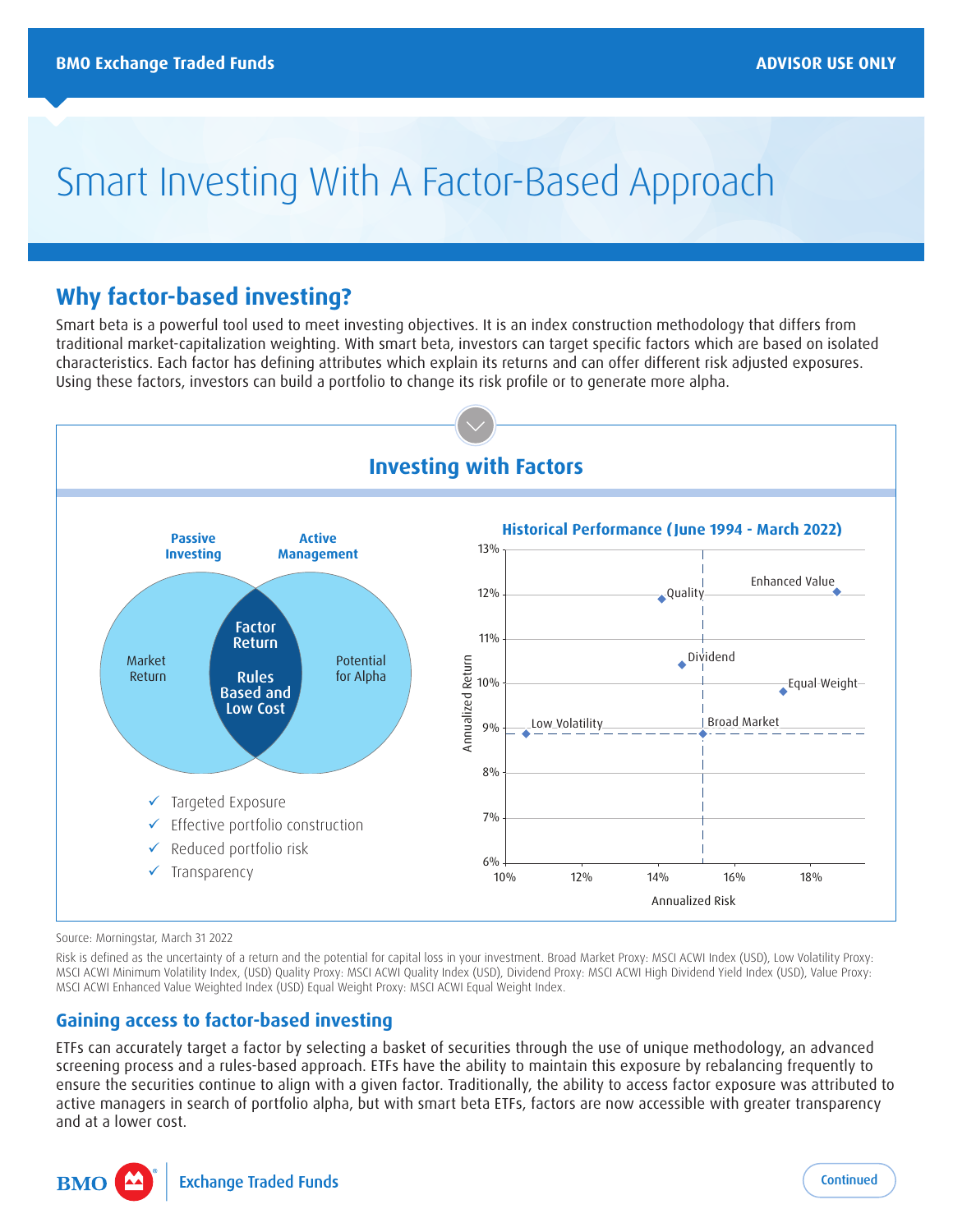# Smart Investing With A Factor-Based Approach

## Why factor-based investing?

Smart beta is a powerful tool used to meet investing objectives. It is an index construction methodology that differs from traditional market-capitalization weighting. With smart beta, investors can target specific factors which are based on isolated characteristics. Each factor has defining attributes which explain its returns and can offer different risk adjusted exposures. Using these factors, investors can build a portfolio to change its risk profile or to generate more alpha.

### Investing with Factors

**Passive Investing** — Market Return

**Active Management** — Potential for Alpha

**Factor Return** — Rules Based and Low Cost

- ✓ Targeted Exposure
- ✓ Effective portfolio construction
- ✓ Reduced portfolio risk
- ✓ Transparency

**Historical Performance (June 1994 - March 2022)**

Annualized Return vs. Annualized Risk: Enhanced Value, Quality, Dividend, Equal Weight, Broad Market, Low Volatility

Source: Morningstar, March 31 2022

Risk is defined as the uncertainty of a return and the potential for capital loss in your investment. Broad Market Proxy: MSCI ACWI Index (USD), Low Volatility Proxy: MSCI ACWI Minimum Volatility Index, (USD) Quality Proxy: MSCI ACWI Quality Index (USD), Dividend Proxy: MSCI ACWI High Dividend Yield Index (USD), Value Proxy: MSCI ACWI Enhanced Value Weighted Index (USD) Equal Weight Proxy: MSCI ACWI Equal Weight Index.

## Gaining access to factor-based investing

ETFs can accurately target a factor by selecting a basket of securities through the use of unique methodology, an advanced screening process and a rules-based approach. ETFs have the ability to maintain this exposure by rebalancing frequently to ensure the securities continue to align with a given factor. Traditionally, the ability to access factor exposure was attributed to active managers in search of portfolio alpha, but with smart beta ETFs, factors are now accessible with greater transparency and at a lower cost.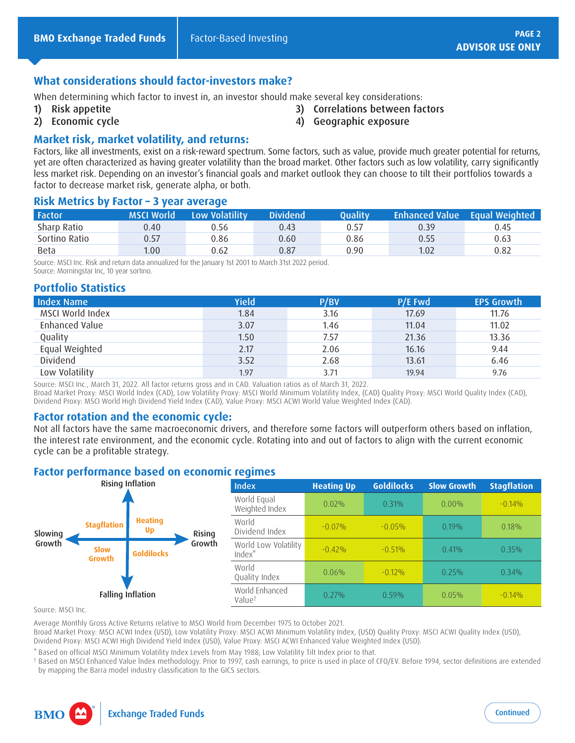## What considerations should factor-investors make?

When determining which factor to invest in, an investor should make several key considerations:

1) Risk appetite
2) Economic cycle
3) Correlations between factors
4) Geographic exposure

## Market risk, market volatility, and returns:

Factors, like all investments, exist on a risk-reward spectrum. Some factors, such as value, provide much greater potential for returns, yet are often characterized as having greater volatility than the broad market. Other factors such as low volatility, carry significantly less market risk. Depending on an investor's financial goals and market outlook they can choose to tilt their portfolios towards a factor to decrease market risk, generate alpha, or both.

### Risk Metrics by Factor – 3 year average

| Factor | MSCI World | Low Volatility | Dividend | Quality | Enhanced Value | Equal Weighted |
|---|---|---|---|---|---|---|
| Sharp Ratio | 0.40 | 0.56 | 0.43 | 0.57 | 0.39 | 0.45 |
| Sortino Ratio | 0.57 | 0.86 | 0.60 | 0.86 | 0.55 | 0.63 |
| Beta | 1.00 | 0.62 | 0.87 | 0.90 | 1.02 | 0.82 |

Source: MSCI Inc. Risk and return data annualized for the January 1st 2001 to March 31st 2022 period.
Source: Morningstar Inc, 10 year sortino.

### Portfolio Statistics

| Index Name | Yield | P/BV | P/E Fwd | EPS Growth |
|---|---|---|---|---|
| MSCI World Index | 1.84 | 3.16 | 17.69 | 11.76 |
| Enhanced Value | 3.07 | 1.46 | 11.04 | 11.02 |
| Quality | 1.50 | 7.57 | 21.36 | 13.36 |
| Equal Weighted | 2.17 | 2.06 | 16.16 | 9.44 |
| Dividend | 3.52 | 2.68 | 13.61 | 6.46 |
| Low Volatility | 1.97 | 3.71 | 19.94 | 9.76 |

Source: MSCI Inc., March 31, 2022. All factor returns gross and in CAD. Valuation ratios as of March 31, 2022.
Broad Market Proxy: MSCI World Index (CAD), Low Volatility Proxy: MSCI World Minimum Volatility Index, (CAD) Quality Proxy: MSCI World Quality Index (CAD), Dividend Proxy: MSCI World High Dividend Yield Index (CAD), Value Proxy: MSCI ACWI World Value Weighted Index (CAD).

## Factor rotation and the economic cycle:

Not all factors have the same macroeconomic drivers, and therefore some factors will outperform others based on inflation, the interest rate environment, and the economic cycle. Rotating into and out of factors to align with the current economic cycle can be a profitable strategy.

### Factor performance based on economic regimes

Rising Inflation / Falling Inflation; Slowing Growth / Rising Growth
- Stagflation: Rising Inflation, Slowing Growth
- Heating Up: Rising Inflation, Rising Growth
- Slow Growth: Falling Inflation, Slowing Growth
- Goldilocks: Falling Inflation, Rising Growth

| Index | Heating Up | Goldilocks | Slow Growth | Stagflation |
|---|---|---|---|---|
| World Equal Weighted Index | 0.02% | 0.31% | 0.00% | -0.14% |
| World Dividend Index | -0.07% | -0.05% | 0.19% | 0.18% |
| World Low Volatility Index* | -0.42% | -0.51% | 0.41% | 0.35% |
| World Quality Index | 0.06% | -0.12% | 0.25% | 0.34% |
| World Enhanced Value† | 0.27% | 0.59% | 0.05% | -0.14% |

Source: MSCI Inc.

Average Monthly Gross Active Returns relative to MSCI World from December 1975 to October 2021.
Broad Market Proxy: MSCI ACWI Index (USD), Low Volatility Proxy: MSCI ACWI Minimum Volatility Index, (USD) Quality Proxy: MSCI ACWI Quality Index (USD), Dividend Proxy: MSCI ACWI High Dividend Yield Index (USD), Value Proxy: MSCI ACWI Enhanced Value Weighted Index (USD).

* Based on official MSCI Minimum Volatility Index Levels from May 1988; Low Volatility Tilt Index prior to that.

† Based on MSCI Enhanced Value Index methodology. Prior to 1997, cash earnings, to price is used in place of CFO/EV. Before 1994, sector definitions are extended by mapping the Barra model industry classification to the GICS sectors.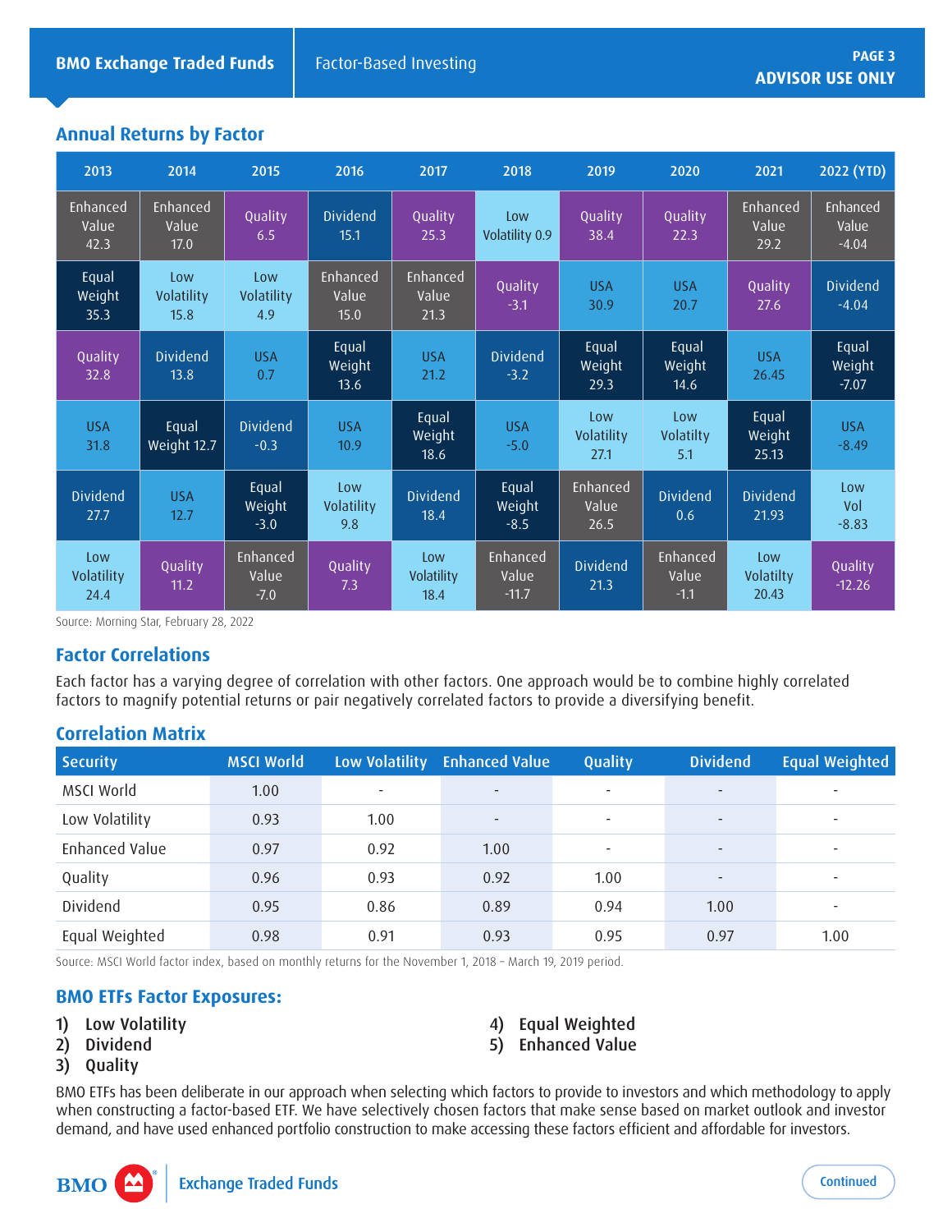## Annual Returns by Factor

| 2013 | 2014 | 2015 | 2016 | 2017 | 2018 | 2019 | 2020 | 2021 | 2022 (YTD) |
|---|---|---|---|---|---|---|---|---|---|
| Enhanced Value 42.3 | Enhanced Value 17.0 | Quality 6.5 | Dividend 15.1 | Quality 25.3 | Low Volatility 0.9 | Quality 38.4 | Quality 22.3 | Enhanced Value 29.2 | Enhanced Value -4.04 |
| Equal Weight 35.3 | Low Volatility 15.8 | Low Volatility 4.9 | Enhanced Value 15.0 | Enhanced Value 21.3 | Quality -3.1 | USA 30.9 | USA 20.7 | Quality 27.6 | Dividend -4.04 |
| Quality 32.8 | Dividend 13.8 | USA 0.7 | Equal Weight 13.6 | USA 21.2 | Dividend -3.2 | Equal Weight 29.3 | Equal Weight 14.6 | USA 26.45 | Equal Weight -7.07 |
| USA 31.8 | Equal Weight 12.7 | Dividend -0.3 | USA 10.9 | Equal Weight 18.6 | USA -5.0 | Low Volatility 27.1 | Low Volatility 5.1 | Equal Weight 25.13 | USA -8.49 |
| Dividend 27.7 | USA 12.7 | Equal Weight -3.0 | Low Volatility 9.8 | Dividend 18.4 | Equal Weight -8.5 | Enhanced Value 26.5 | Dividend 0.6 | Dividend 21.93 | Low Vol -8.83 |
| Low Volatility 24.4 | Quality 11.2 | Enhanced Value -7.0 | Quality 7.3 | Low Volatility 18.4 | Enhanced Value -11.7 | Dividend 21.3 | Enhanced Value -1.1 | Low Volatilty 20.43 | Quality -12.26 |

Source: Morning Star, February 28, 2022

## Factor Correlations

Each factor has a varying degree of correlation with other factors. One approach would be to combine highly correlated factors to magnify potential returns or pair negatively correlated factors to provide a diversifying benefit.

## Correlation Matrix

| Security | MSCI World | Low Volatility | Enhanced Value | Quality | Dividend | Equal Weighted |
|---|---|---|---|---|---|---|
| MSCI World | 1.00 | - | - | - | - | - |
| Low Volatility | 0.93 | 1.00 | - | - | - | - |
| Enhanced Value | 0.97 | 0.92 | 1.00 | - | - | - |
| Quality | 0.96 | 0.93 | 0.92 | 1.00 | - | - |
| Dividend | 0.95 | 0.86 | 0.89 | 0.94 | 1.00 | - |
| Equal Weighted | 0.98 | 0.91 | 0.93 | 0.95 | 0.97 | 1.00 |

Source: MSCI World factor index, based on monthly returns for the November 1, 2018 – March 19, 2019 period.

## BMO ETFs Factor Exposures:

1) **Low Volatility**
2) **Dividend**
3) **Quality**
4) **Equal Weighted**
5) **Enhanced Value**

BMO ETFs has been deliberate in our approach when selecting which factors to provide to investors and which methodology to apply when constructing a factor-based ETF. We have selectively chosen factors that make sense based on market outlook and investor demand, and have used enhanced portfolio construction to make accessing these factors efficient and affordable for investors.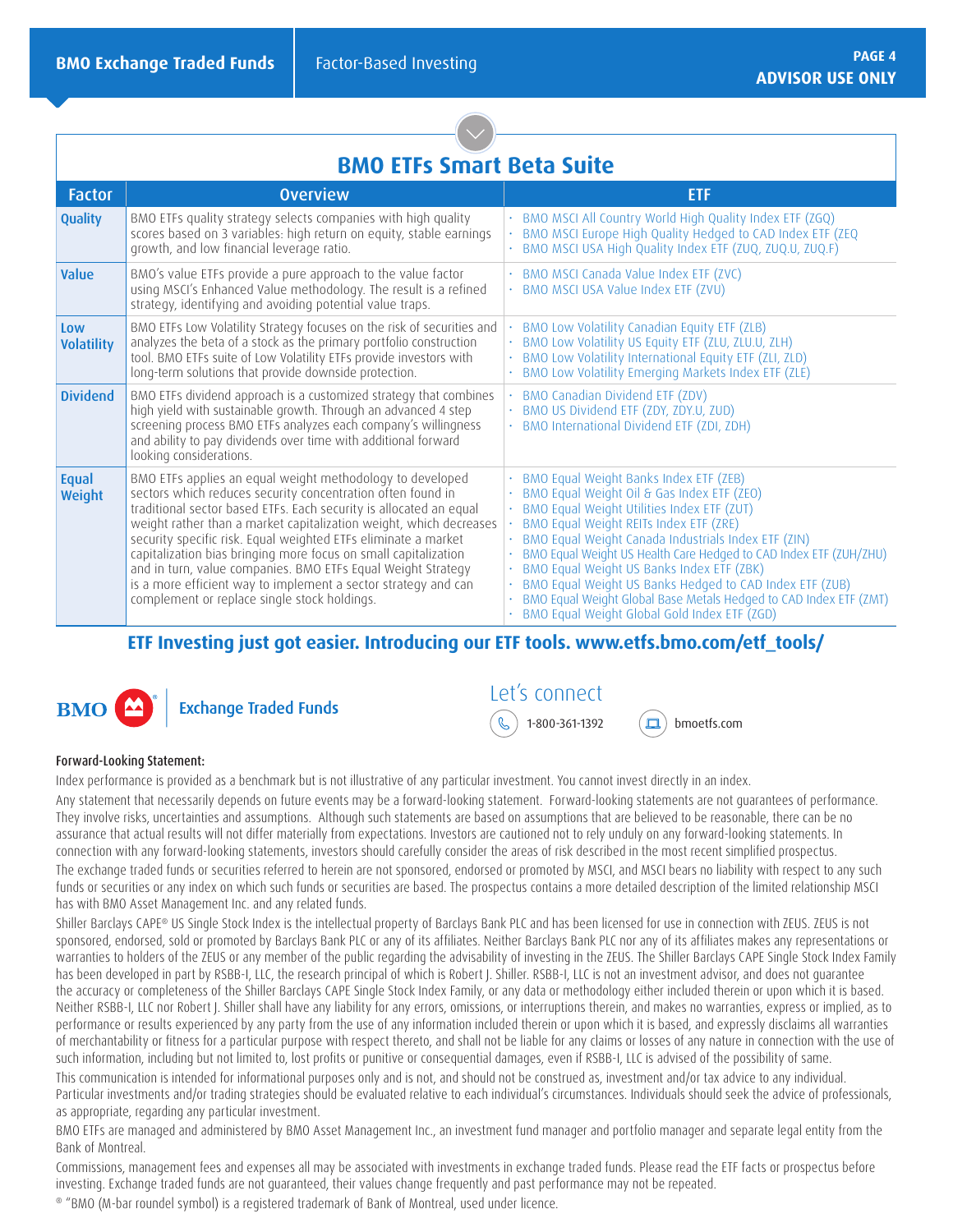## BMO ETFs Smart Beta Suite

| Factor | Overview | ETF |
|---|---|---|
| Quality | BMO ETFs quality strategy selects companies with high quality scores based on 3 variables: high return on equity, stable earnings growth, and low financial leverage ratio. | • BMO MSCI All Country World High Quality Index ETF (ZGQ)<br>• BMO MSCI Europe High Quality Hedged to CAD Index ETF (ZEQ<br>• BMO MSCI USA High Quality Index ETF (ZUQ, ZUQ.U, ZUQ.F) |
| Value | BMO's value ETFs provide a pure approach to the value factor using MSCI's Enhanced Value methodology. The result is a refined strategy, identifying and avoiding potential value traps. | • BMO MSCI Canada Value Index ETF (ZVC)<br>• BMO MSCI USA Value Index ETF (ZVU) |
| Low Volatility | BMO ETFs Low Volatility Strategy focuses on the risk of securities and analyzes the beta of a stock as the primary portfolio construction tool. BMO ETFs suite of Low Volatility ETFs provide investors with long-term solutions that provide downside protection. | • BMO Low Volatility Canadian Equity ETF (ZLB)<br>• BMO Low Volatility US Equity ETF (ZLU, ZLU.U, ZLH)<br>• BMO Low Volatility International Equity ETF (ZLI, ZLD)<br>• BMO Low Volatility Emerging Markets Index ETF (ZLE) |
| Dividend | BMO ETFs dividend approach is a customized strategy that combines high yield with sustainable growth. Through an advanced 4 step screening process BMO ETFs analyzes each company's willingness and ability to pay dividends over time with additional forward looking considerations. | • BMO Canadian Dividend ETF (ZDV)<br>• BMO US Dividend ETF (ZDY, ZDY.U, ZUD)<br>• BMO International Dividend ETF (ZDI, ZDH) |
| Equal Weight | BMO ETFs applies an equal weight methodology to developed sectors which reduces security concentration often found in traditional sector based ETFs. Each security is allocated an equal weight rather than a market capitalization weight, which decreases security specific risk. Equal weighted ETFs eliminate a market capitalization bias bringing more focus on small capitalization and in turn, value companies. BMO ETFs Equal Weight Strategy is a more efficient way to implement a sector strategy and can complement or replace single stock holdings. | • BMO Equal Weight Banks Index ETF (ZEB)<br>• BMO Equal Weight Oil & Gas Index ETF (ZEO)<br>• BMO Equal Weight Utilities Index ETF (ZUT)<br>• BMO Equal Weight REITs Index ETF (ZRE)<br>• BMO Equal Weight Canada Industrials Index ETF (ZIN)<br>• BMO Equal Weight US Health Care Hedged to CAD Index ETF (ZUH/ZHU)<br>• BMO Equal Weight US Banks Index ETF (ZBK)<br>• BMO Equal Weight US Banks Hedged to CAD Index ETF (ZUB)<br>• BMO Equal Weight Global Base Metals Hedged to CAD Index ETF (ZMT)<br>• BMO Equal Weight Global Gold Index ETF (ZGD) |

**ETF Investing just got easier. Introducing our ETF tools. www.etfs.bmo.com/etf_tools/**

BMO Exchange Traded Funds

Let's connect

1-800-361-1392

bmoetfs.com

**Forward-Looking Statement:**

Index performance is provided as a benchmark but is not illustrative of any particular investment. You cannot invest directly in an index.

Any statement that necessarily depends on future events may be a forward-looking statement. Forward-looking statements are not guarantees of performance. They involve risks, uncertainties and assumptions. Although such statements are based on assumptions that are believed to be reasonable, there can be no assurance that actual results will not differ materially from expectations. Investors are cautioned not to rely unduly on any forward-looking statements. In connection with any forward-looking statements, investors should carefully consider the areas of risk described in the most recent simplified prospectus.

The exchange traded funds or securities referred to herein are not sponsored, endorsed or promoted by MSCI, and MSCI bears no liability with respect to any such funds or securities or any index on which such funds or securities are based. The prospectus contains a more detailed description of the limited relationship MSCI has with BMO Asset Management Inc. and any related funds.

Shiller Barclays CAPE® US Single Stock Index is the intellectual property of Barclays Bank PLC and has been licensed for use in connection with ZEUS. ZEUS is not sponsored, endorsed, sold or promoted by Barclays Bank PLC or any of its affiliates. Neither Barclays Bank PLC nor any of its affiliates makes any representations or warranties to holders of the ZEUS or any member of the public regarding the advisability of investing in the ZEUS. The Shiller Barclays CAPE Single Stock Index Family has been developed in part by RSBB-I, LLC, the research principal of which is Robert J. Shiller. RSBB-I, LLC is not an investment advisor, and does not guarantee the accuracy or completeness of the Shiller Barclays CAPE Single Stock Index Family, or any data or methodology either included therein or upon which it is based. Neither RSBB-I, LLC nor Robert J. Shiller shall have any liability for any errors, omissions, or interruptions therein, and makes no warranties, express or implied, as to performance or results experienced by any party from the use of any information included therein or upon which it is based, and expressly disclaims all warranties of merchantability or fitness for a particular purpose with respect thereto, and shall not be liable for any claims or losses of any nature in connection with the use of such information, including but not limited to, lost profits or punitive or consequential damages, even if RSBB-I, LLC is advised of the possibility of same.

This communication is intended for informational purposes only and is not, and should not be construed as, investment and/or tax advice to any individual. Particular investments and/or trading strategies should be evaluated relative to each individual's circumstances. Individuals should seek the advice of professionals, as appropriate, regarding any particular investment.

BMO ETFs are managed and administered by BMO Asset Management Inc., an investment fund manager and portfolio manager and separate legal entity from the Bank of Montreal.

Commissions, management fees and expenses all may be associated with investments in exchange traded funds. Please read the ETF facts or prospectus before investing. Exchange traded funds are not guaranteed, their values change frequently and past performance may not be repeated.

® "BMO (M-bar roundel symbol) is a registered trademark of Bank of Montreal, used under licence.